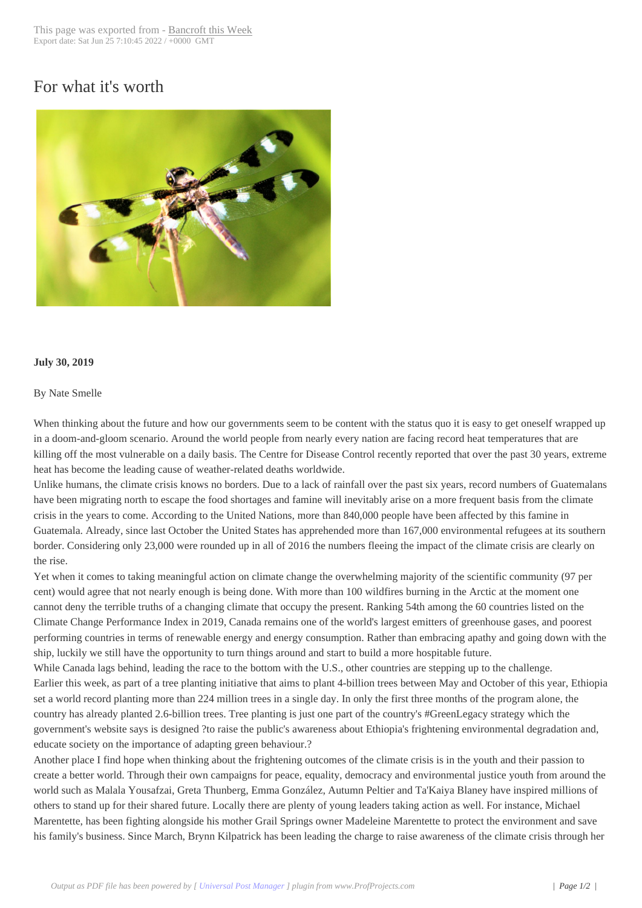# For what it's worth

**July 30, 2019**

By Nate Smelle

When thinking about the future and how our governments seem to be content with the status quo it is easy to get oneself wrapped up in a doom-and-gloom scenario. Around the world people from nearly every nation are facing record heat temperatures that are killing off the most vulnerable on a daily basis. The Centre for Disease Control recently reported that over the past 30 years, extreme heat has become the leading cause of weather-related deaths worldwide.

Unlike humans, the climate crisis knows no borders. Due to a lack of rainfall over the past six years, record numbers of Guatemalans have been migrating north to escape the food shortages and famine will inevitably arise on a more frequent basis from the climate crisis in the years to come. According to the United Nations, more than 840,000 people have been affected by this famine in Guatemala. Already, since last October the United States has apprehended more than 167,000 environmental refugees at its southern border. Considering only 23,000 were rounded up in all of 2016 the numbers fleeing the impact of the climate crisis are clearly on the rise.

Yet when it comes to taking meaningful action on climate change the overwhelming majority of the scientific community (97 per cent) would agree that not nearly enough is being done. With more than 100 wildfires burning in the Arctic at the moment one cannot deny the terrible truths of a changing climate that occupy the present. Ranking 54th among the 60 countries listed on the Climate Change Performance Index in 2019, Canada remains one of the world's largest emitters of greenhouse gases, and poorest performing countries in terms of renewable energy and energy consumption. Rather than embracing apathy and going down with the ship, luckily we still have the opportunity to turn things around and start to build a more hospitable future.

While Canada lags behind, leading the race to the bottom with the U.S., other countries are stepping up to the challenge.

Earlier this week, as part of a tree planting initiative that aims to plant 4-billion trees between May and October of this year, Ethiopia set a world record planting more than 224 million trees in a single day. In only the first three months of the program alone, the country has already planted 2.6-billion trees. Tree planting is just one part of the country's #GreenLegacy strategy which the government's website says is designed ?to raise the public's awareness about Ethiopia's frightening environmental degradation and, educate society on the importance of adapting green behaviour.?

Another place I find hope when thinking about the frightening outcomes of the climate crisis is in the youth and their passion to create a better world. Through their own campaigns for peace, equality, democracy and environmental justice youth from around the world such as Malala Yousafzai, Greta Thunberg, Emma González, Autumn Peltier and Ta'Kaiya Blaney have inspired millions of others to stand up for their shared future. Locally there are plenty of young leaders taking action as well. For instance, Michael Marentette, has been fighting alongside his mother Grail Springs owner Madeleine Marentette to protect the environment and save his family's business. Since March, Brynn Kilpatrick has been leading the charge to raise awareness of the climate crisis through her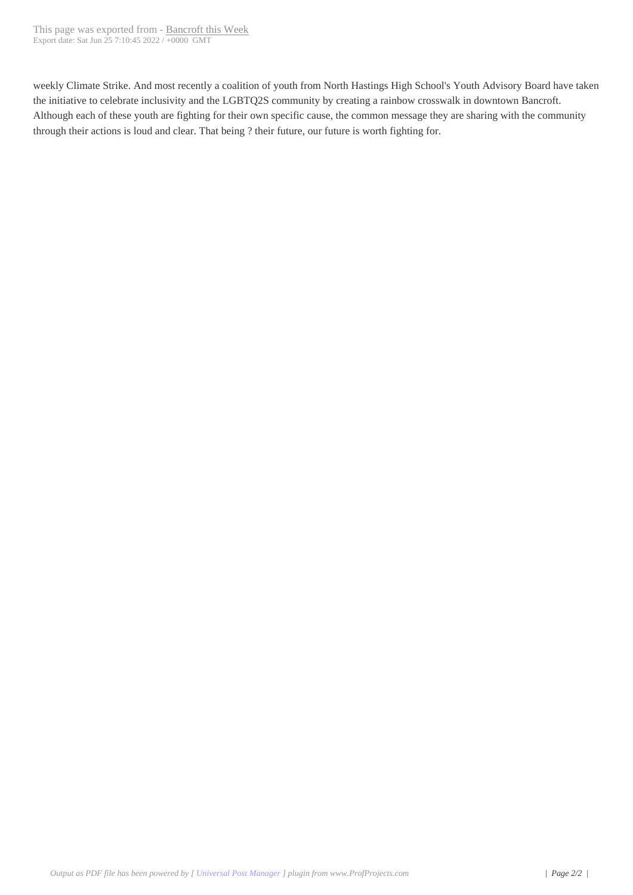weekly Climate Strike. And most recently a coalition of youth from North Hastings High School's Youth Advisory Board have taken the initiative to celebrate inclusivity and the LGBTQ2S community by creating a rainbow crosswalk in downtown Bancroft. Although each of these youth are fighting for their own specific cause, the common message they are sharing with the community through their actions is loud and clear. That being ? their future, our future is worth fighting for.